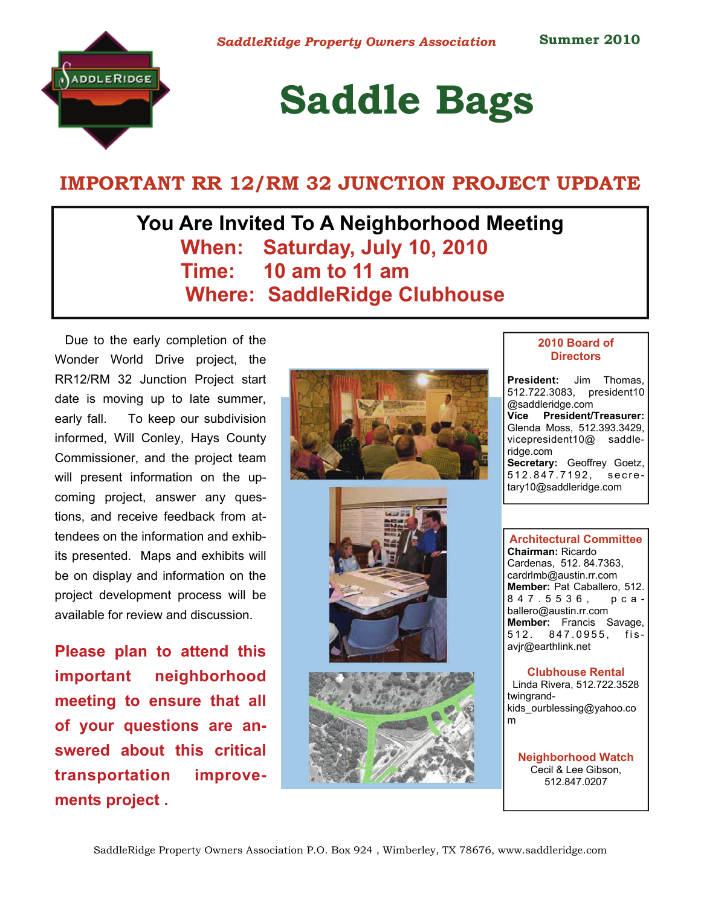*SaddleRidge Property Owners Association* **Summer 2010**

# Saddle Bags

## IMPORTANT RR 12/RM 32 JUNCTION PROJECT UPDATE

**You Are Invited To A Neighborhood Meeting**

**When: Saturday, July 10, 2010**

**Time: 10 am to 11 am**

**Where: SaddleRidge Clubhouse**

Due to the early completion of the Wonder World Drive project, the RR12/RM 32 Junction Project start date is moving up to late summer, early fall. To keep our subdivision informed, Will Conley, Hays County Commissioner, and the project team will present information on the upcoming project, answer any questions, and receive feedback from attendees on the information and exhibits presented. Maps and exhibits will be on display and information on the project development process will be available for review and discussion.

**Please plan to attend this important neighborhood meeting to ensure that all of your questions are answered about this critical transportation improvements project .**

### 2010 Board of Directors

**President:** Jim Thomas, 512.722.3083, president10@saddleridge.com
**Vice President/Treasurer:** Glenda Moss, 512.393.3429, vicepresident10@saddleridge.com
**Secretary:** Geoffrey Goetz, 512.847.7192, secretary10@saddleridge.com

### Architectural Committee

**Chairman:** Ricardo Cardenas, 512. 84.7363, cardrlmb@austin.rr.com
**Member:** Pat Caballero, 512.847.5536, pcaballero@austin.rr.com
**Member:** Francis Savage, 512. 847.0955, fisavjr@earthlink.net

### Clubhouse Rental

Linda Rivera, 512.722.3528 twingrandkids_ourblessing@yahoo.com

### Neighborhood Watch

Cecil & Lee Gibson, 512.847.0207

SaddleRidge Property Owners Association P.O. Box 924 , Wimberley, TX 78676, www.saddleridge.com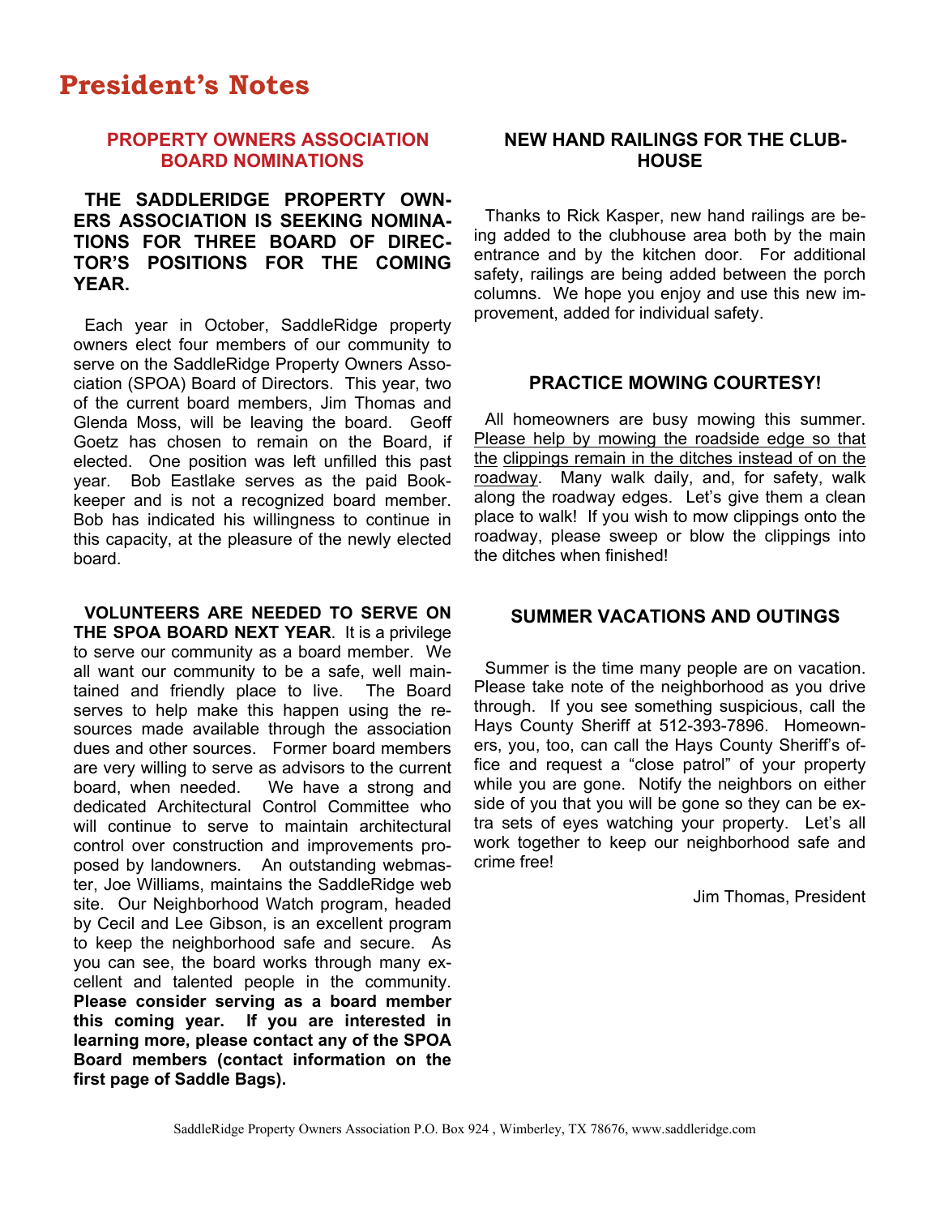# President's Notes

## PROPERTY OWNERS ASSOCIATION BOARD NOMINATIONS

**THE SADDLERIDGE PROPERTY OWNERS ASSOCIATION IS SEEKING NOMINATIONS FOR THREE BOARD OF DIRECTOR'S POSITIONS FOR THE COMING YEAR.**

Each year in October, SaddleRidge property owners elect four members of our community to serve on the SaddleRidge Property Owners Association (SPOA) Board of Directors. This year, two of the current board members, Jim Thomas and Glenda Moss, will be leaving the board. Geoff Goetz has chosen to remain on the Board, if elected. One position was left unfilled this past year. Bob Eastlake serves as the paid Bookkeeper and is not a recognized board member. Bob has indicated his willingness to continue in this capacity, at the pleasure of the newly elected board.

**VOLUNTEERS ARE NEEDED TO SERVE ON THE SPOA BOARD NEXT YEAR**. It is a privilege to serve our community as a board member. We all want our community to be a safe, well maintained and friendly place to live. The Board serves to help make this happen using the resources made available through the association dues and other sources. Former board members are very willing to serve as advisors to the current board, when needed. We have a strong and dedicated Architectural Control Committee who will continue to serve to maintain architectural control over construction and improvements proposed by landowners. An outstanding webmaster, Joe Williams, maintains the SaddleRidge web site. Our Neighborhood Watch program, headed by Cecil and Lee Gibson, is an excellent program to keep the neighborhood safe and secure. As you can see, the board works through many excellent and talented people in the community. **Please consider serving as a board member this coming year. If you are interested in learning more, please contact any of the SPOA Board members (contact information on the first page of Saddle Bags).**

## NEW HAND RAILINGS FOR THE CLUBHOUSE

Thanks to Rick Kasper, new hand railings are being added to the clubhouse area both by the main entrance and by the kitchen door. For additional safety, railings are being added between the porch columns. We hope you enjoy and use this new improvement, added for individual safety.

## PRACTICE MOWING COURTESY!

All homeowners are busy mowing this summer. <u>Please help by mowing the roadside edge so that the clippings remain in the ditches instead of on the roadway</u>. Many walk daily, and, for safety, walk along the roadway edges. Let's give them a clean place to walk! If you wish to mow clippings onto the roadway, please sweep or blow the clippings into the ditches when finished!

## SUMMER VACATIONS AND OUTINGS

Summer is the time many people are on vacation. Please take note of the neighborhood as you drive through. If you see something suspicious, call the Hays County Sheriff at 512-393-7896. Homeowners, you, too, can call the Hays County Sheriff's office and request a "close patrol" of your property while you are gone. Notify the neighbors on either side of you that you will be gone so they can be extra sets of eyes watching your property. Let's all work together to keep our neighborhood safe and crime free!

Jim Thomas, President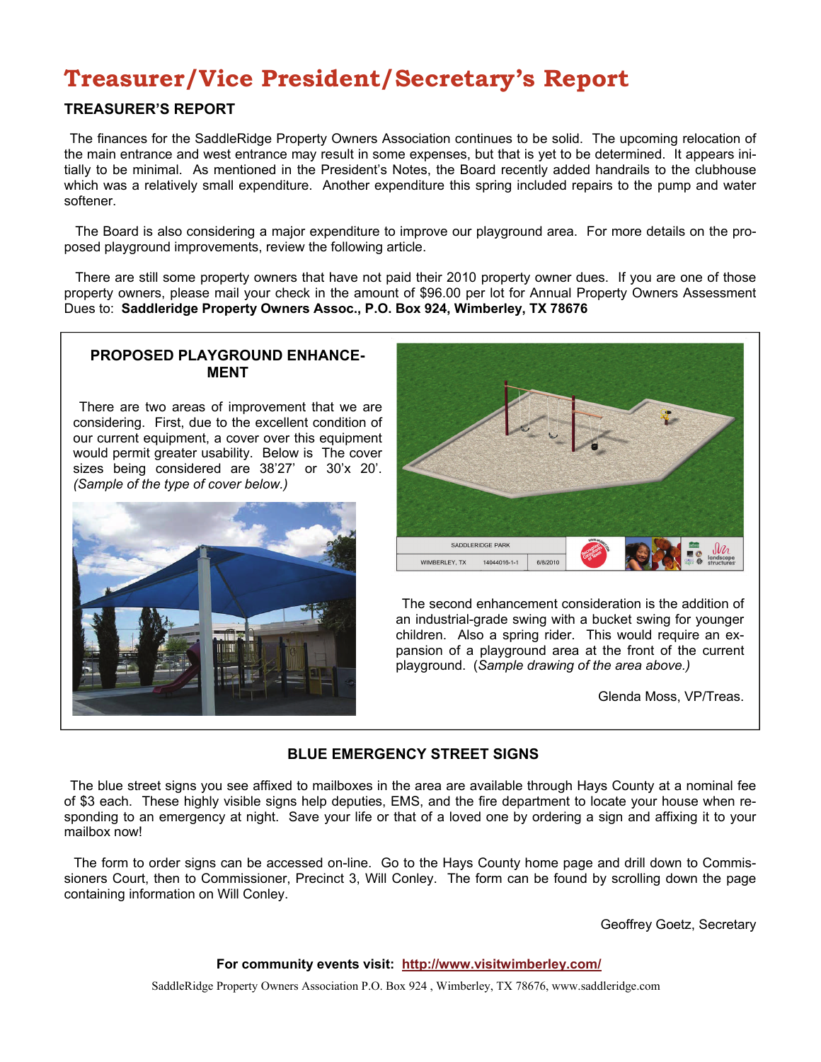// Treasurer/Vice President/Secretary's Report

## TREASURER'S REPORT

The finances for the SaddleRidge Property Owners Association continues to be solid. The upcoming relocation of the main entrance and west entrance may result in some expenses, but that is yet to be determined. It appears initially to be minimal. As mentioned in the President's Notes, the Board recently added handrails to the clubhouse which was a relatively small expenditure. Another expenditure this spring included repairs to the pump and water softener.

The Board is also considering a major expenditure to improve our playground area. For more details on the proposed playground improvements, review the following article.

There are still some property owners that have not paid their 2010 property owner dues. If you are one of those property owners, please mail your check in the amount of $96.00 per lot for Annual Property Owners Assessment Dues to: **Saddleridge Property Owners Assoc., P.O. Box 924, Wimberley, TX 78676**

### PROPOSED PLAYGROUND ENHANCEMENT

There are two areas of improvement that we are considering. First, due to the excellent condition of our current equipment, a cover over this equipment would permit greater usability. Below is The cover sizes being considered are 38'27' or 30'x 20'. *(Sample of the type of cover below.)*

SADDLERIDGE PARK
WIMBERLEY, TX 14044016-1-1 6/8/2010
landscape structures

The second enhancement consideration is the addition of an industrial-grade swing with a bucket swing for younger children. Also a spring rider. This would require an expansion of a playground area at the front of the current playground. (*Sample drawing of the area above.)*

Glenda Moss, VP/Treas.

### BLUE EMERGENCY STREET SIGNS

The blue street signs you see affixed to mailboxes in the area are available through Hays County at a nominal fee of $3 each. These highly visible signs help deputies, EMS, and the fire department to locate your house when responding to an emergency at night. Save your life or that of a loved one by ordering a sign and affixing it to your mailbox now!

The form to order signs can be accessed on-line. Go to the Hays County home page and drill down to Commissioners Court, then to Commissioner, Precinct 3, Will Conley. The form can be found by scrolling down the page containing information on Will Conley.

Geoffrey Goetz, Secretary

**For community events visit: http://www.visitwimberley.com/**

SaddleRidge Property Owners Association P.O. Box 924 , Wimberley, TX 78676, www.saddleridge.com